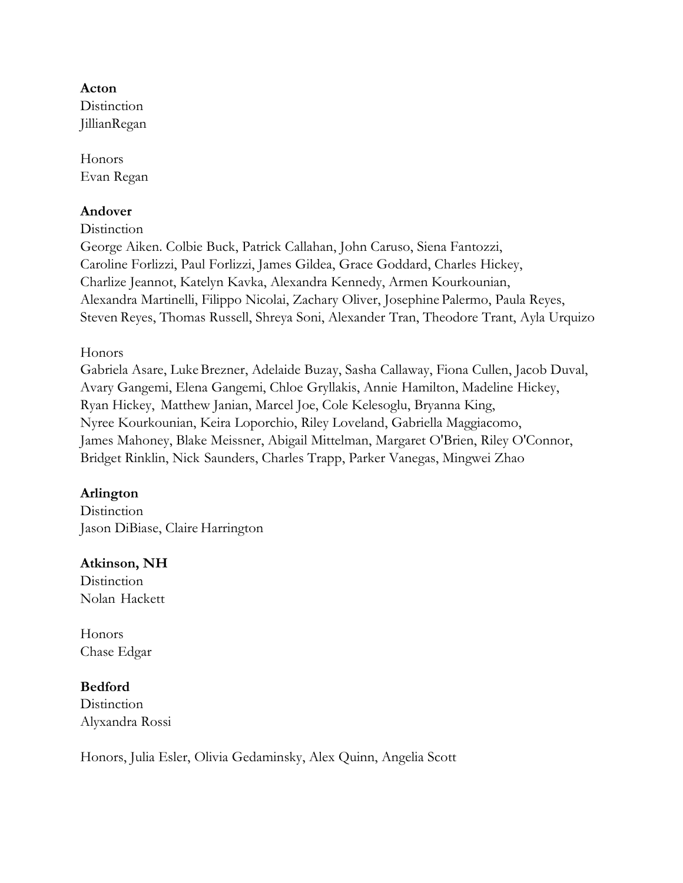**Acton**

Distinction
JillianRegan

Honors
Evan Regan

**Andover**

Distinction
George Aiken. Colbie Buck, Patrick Callahan, John Caruso, Siena Fantozzi, Caroline Forlizzi, Paul Forlizzi, James Gildea, Grace Goddard, Charles Hickey, Charlize Jeannot, Katelyn Kavka, Alexandra Kennedy, Armen Kourkounian, Alexandra Martinelli, Filippo Nicolai, Zachary Oliver, Josephine Palermo, Paula Reyes, Steven Reyes, Thomas Russell, Shreya Soni, Alexander Tran, Theodore Trant, Ayla Urquizo

Honors
Gabriela Asare, Luke Brezner, Adelaide Buzay, Sasha Callaway, Fiona Cullen, Jacob Duval, Avary Gangemi, Elena Gangemi, Chloe Gryllakis, Annie Hamilton, Madeline Hickey, Ryan Hickey, Matthew Janian, Marcel Joe, Cole Kelesoglu, Bryanna King, Nyree Kourkounian, Keira Loporchio, Riley Loveland, Gabriella Maggiacomo, James Mahoney, Blake Meissner, Abigail Mittelman, Margaret O'Brien, Riley O'Connor, Bridget Rinklin, Nick Saunders, Charles Trapp, Parker Vanegas, Mingwei Zhao

**Arlington**

Distinction
Jason DiBiase, Claire Harrington

**Atkinson, NH**

Distinction
Nolan Hackett

Honors
Chase Edgar

**Bedford**

Distinction
Alyxandra Rossi

Honors, Julia Esler, Olivia Gedaminsky, Alex Quinn, Angelia Scott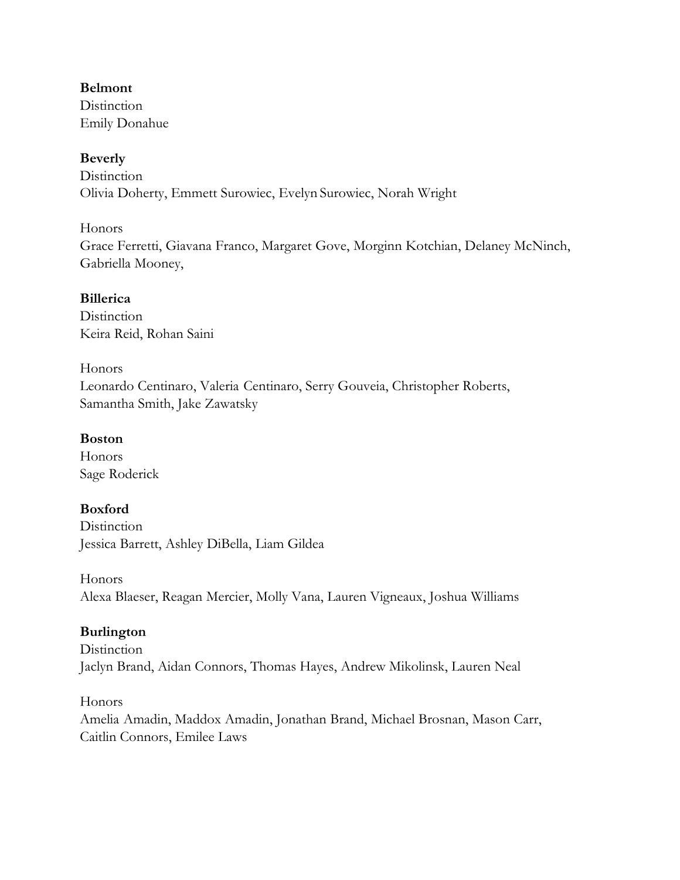**Belmont**
Distinction
Emily Donahue

**Beverly**
Distinction
Olivia Doherty, Emmett Surowiec, Evelyn Surowiec, Norah Wright

Honors
Grace Ferretti, Giavana Franco, Margaret Gove, Morginn Kotchian, Delaney McNinch, Gabriella Mooney,

**Billerica**
Distinction
Keira Reid, Rohan Saini

Honors
Leonardo Centinaro, Valeria Centinaro, Serry Gouveia, Christopher Roberts, Samantha Smith, Jake Zawatsky

**Boston**
Honors
Sage Roderick

**Boxford**
Distinction
Jessica Barrett, Ashley DiBella, Liam Gildea

Honors
Alexa Blaeser, Reagan Mercier, Molly Vana, Lauren Vigneaux, Joshua Williams

**Burlington**
Distinction
Jaclyn Brand, Aidan Connors, Thomas Hayes, Andrew Mikolinsk, Lauren Neal

Honors
Amelia Amadin, Maddox Amadin, Jonathan Brand, Michael Brosnan, Mason Carr, Caitlin Connors, Emilee Laws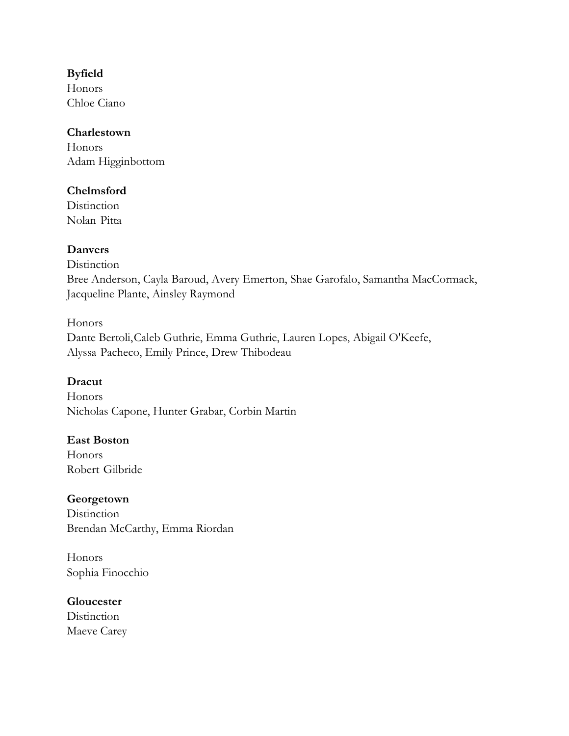**Byfield**
Honors
Chloe Ciano

**Charlestown**
Honors
Adam Higginbottom

**Chelmsford**
Distinction
Nolan Pitta

**Danvers**
Distinction
Bree Anderson, Cayla Baroud, Avery Emerton, Shae Garofalo, Samantha MacCormack, Jacqueline Plante, Ainsley Raymond

Honors
Dante Bertoli,Caleb Guthrie, Emma Guthrie, Lauren Lopes, Abigail O'Keefe, Alyssa Pacheco, Emily Prince, Drew Thibodeau

**Dracut**
Honors
Nicholas Capone, Hunter Grabar, Corbin Martin

**East Boston**
Honors
Robert Gilbride

**Georgetown**
Distinction
Brendan McCarthy, Emma Riordan

Honors
Sophia Finocchio

**Gloucester**
Distinction
Maeve Carey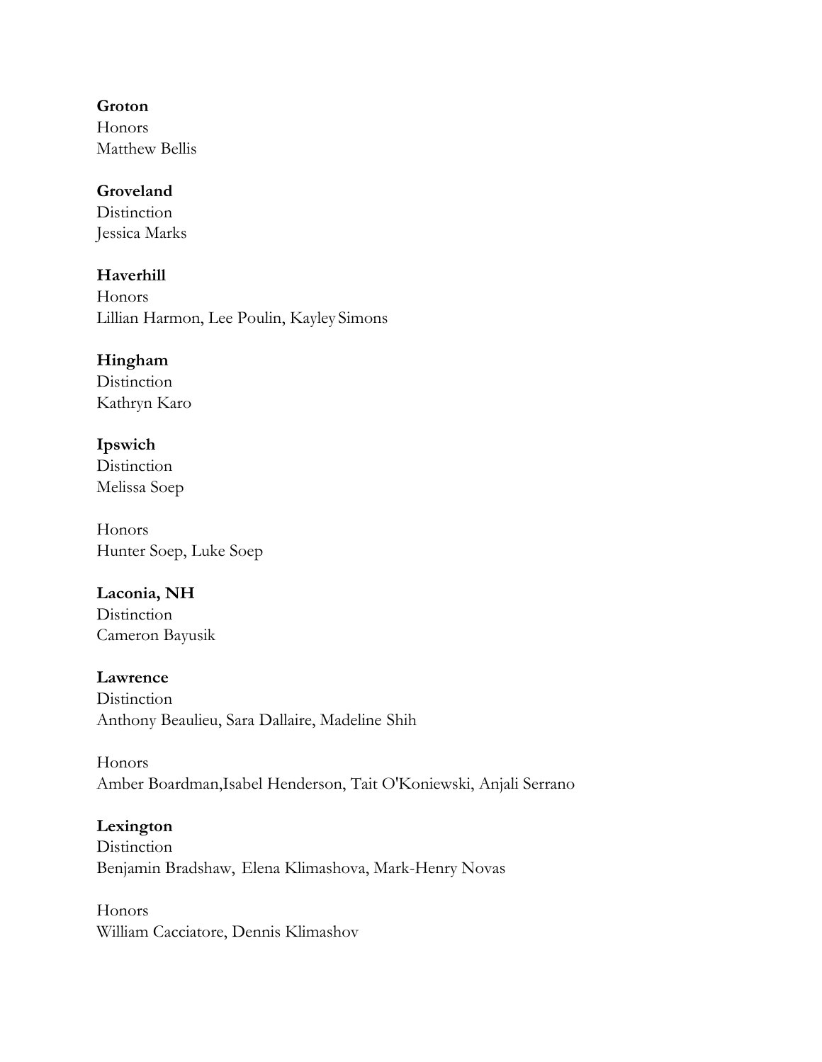**Groton**
Honors
Matthew Bellis

**Groveland**
Distinction
Jessica Marks

**Haverhill**
Honors
Lillian Harmon, Lee Poulin, Kayley Simons

**Hingham**
Distinction
Kathryn Karo

**Ipswich**
Distinction
Melissa Soep

Honors
Hunter Soep, Luke Soep

**Laconia, NH**
Distinction
Cameron Bayusik

**Lawrence**
Distinction
Anthony Beaulieu, Sara Dallaire, Madeline Shih

Honors
Amber Boardman,Isabel Henderson, Tait O'Koniewski, Anjali Serrano

**Lexington**
Distinction
Benjamin Bradshaw, Elena Klimashova, Mark-Henry Novas

Honors
William Cacciatore, Dennis Klimashov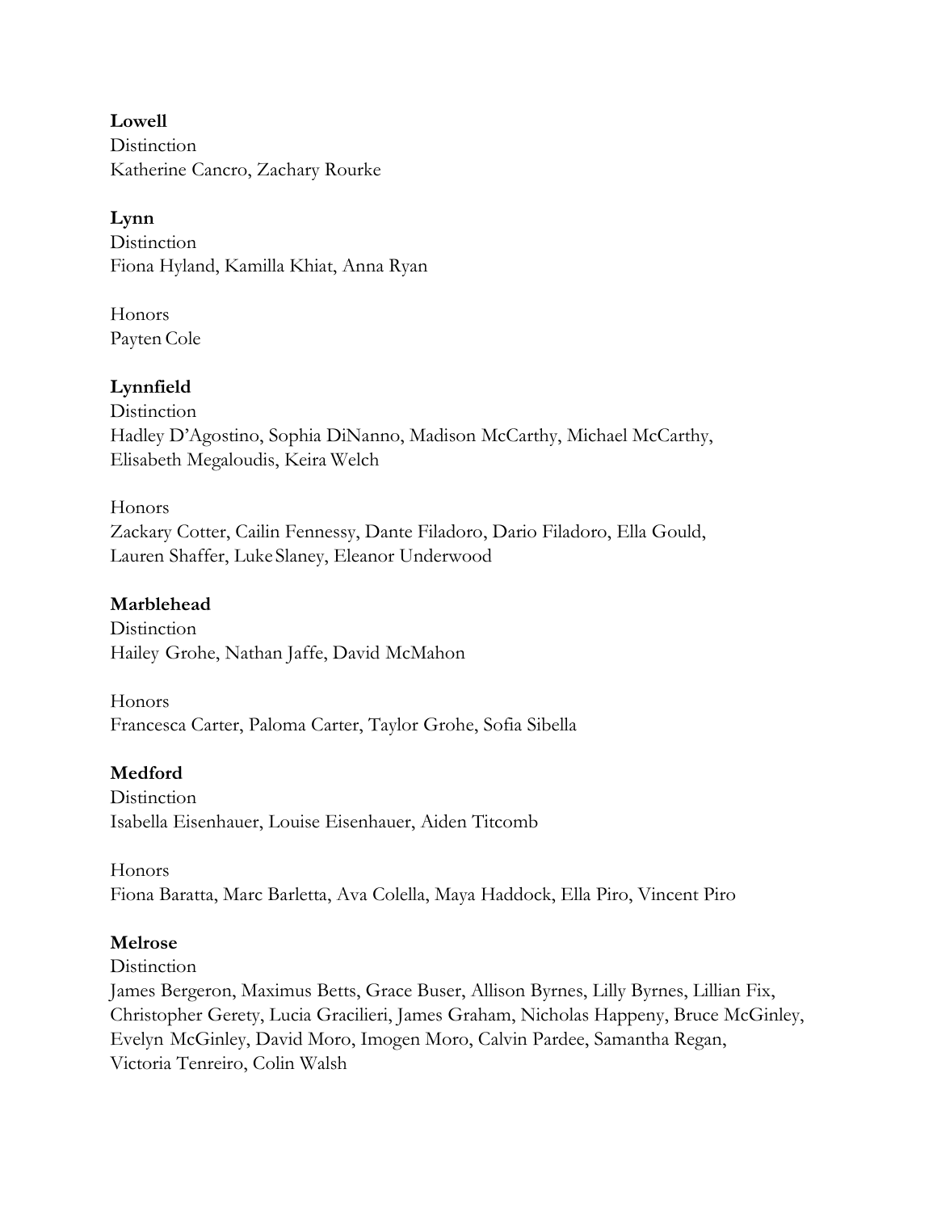**Lowell**
Distinction
Katherine Cancro, Zachary Rourke

**Lynn**
Distinction
Fiona Hyland, Kamilla Khiat, Anna Ryan

Honors
Payten Cole

**Lynnfield**
Distinction
Hadley D'Agostino, Sophia DiNanno, Madison McCarthy, Michael McCarthy, Elisabeth Megaloudis, Keira Welch

Honors
Zackary Cotter, Cailin Fennessy, Dante Filadoro, Dario Filadoro, Ella Gould, Lauren Shaffer, Luke Slaney, Eleanor Underwood

**Marblehead**
Distinction
Hailey Grohe, Nathan Jaffe, David McMahon

Honors
Francesca Carter, Paloma Carter, Taylor Grohe, Sofia Sibella

**Medford**
Distinction
Isabella Eisenhauer, Louise Eisenhauer, Aiden Titcomb

Honors
Fiona Baratta, Marc Barletta, Ava Colella, Maya Haddock, Ella Piro, Vincent Piro

**Melrose**
Distinction
James Bergeron, Maximus Betts, Grace Buser, Allison Byrnes, Lilly Byrnes, Lillian Fix, Christopher Gerety, Lucia Gracilieri, James Graham, Nicholas Happeny, Bruce McGinley, Evelyn McGinley, David Moro, Imogen Moro, Calvin Pardee, Samantha Regan, Victoria Tenreiro, Colin Walsh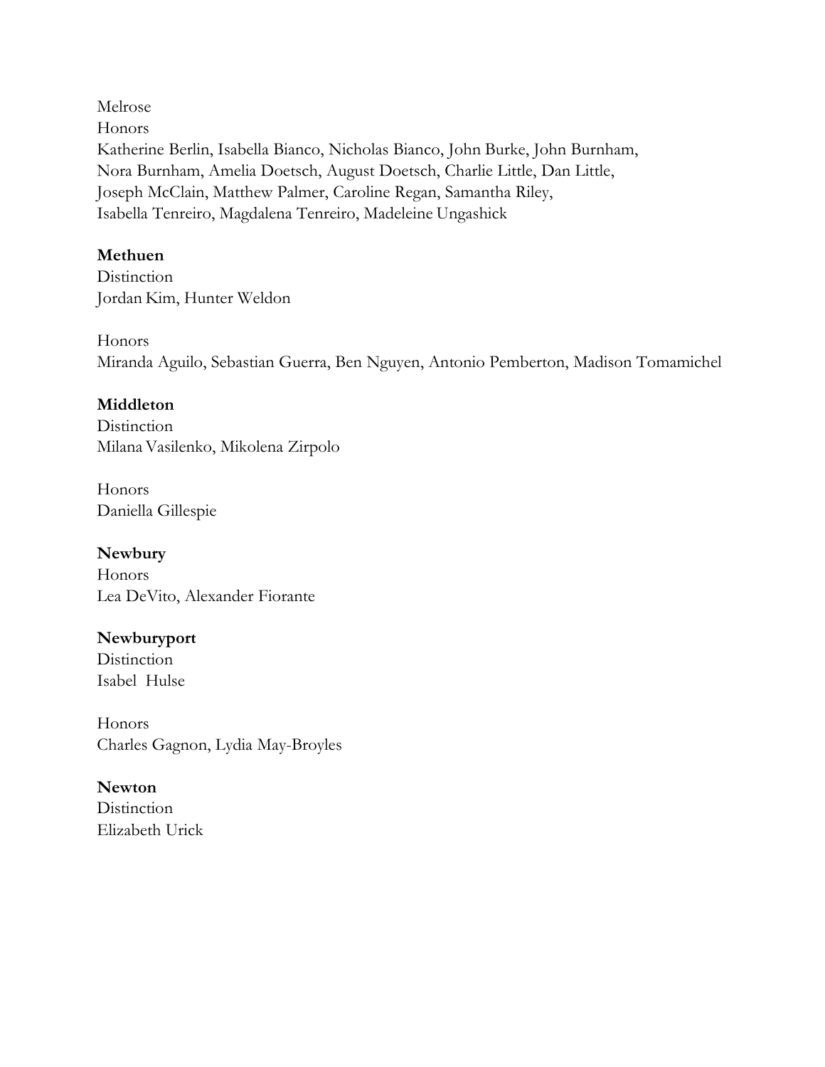Melrose

Honors

Katherine Berlin, Isabella Bianco, Nicholas Bianco, John Burke, John Burnham, Nora Burnham, Amelia Doetsch, August Doetsch, Charlie Little, Dan Little, Joseph McClain, Matthew Palmer, Caroline Regan, Samantha Riley, Isabella Tenreiro, Magdalena Tenreiro, Madeleine Ungashick

**Methuen**

Distinction

Jordan Kim, Hunter Weldon

Honors

Miranda Aguilo, Sebastian Guerra, Ben Nguyen, Antonio Pemberton, Madison Tomamichel

**Middleton**

Distinction

Milana Vasilenko, Mikolena Zirpolo

Honors

Daniella Gillespie

**Newbury**

Honors

Lea DeVito, Alexander Fiorante

**Newburyport**

Distinction

Isabel Hulse

Honors

Charles Gagnon, Lydia May-Broyles

**Newton**

Distinction

Elizabeth Urick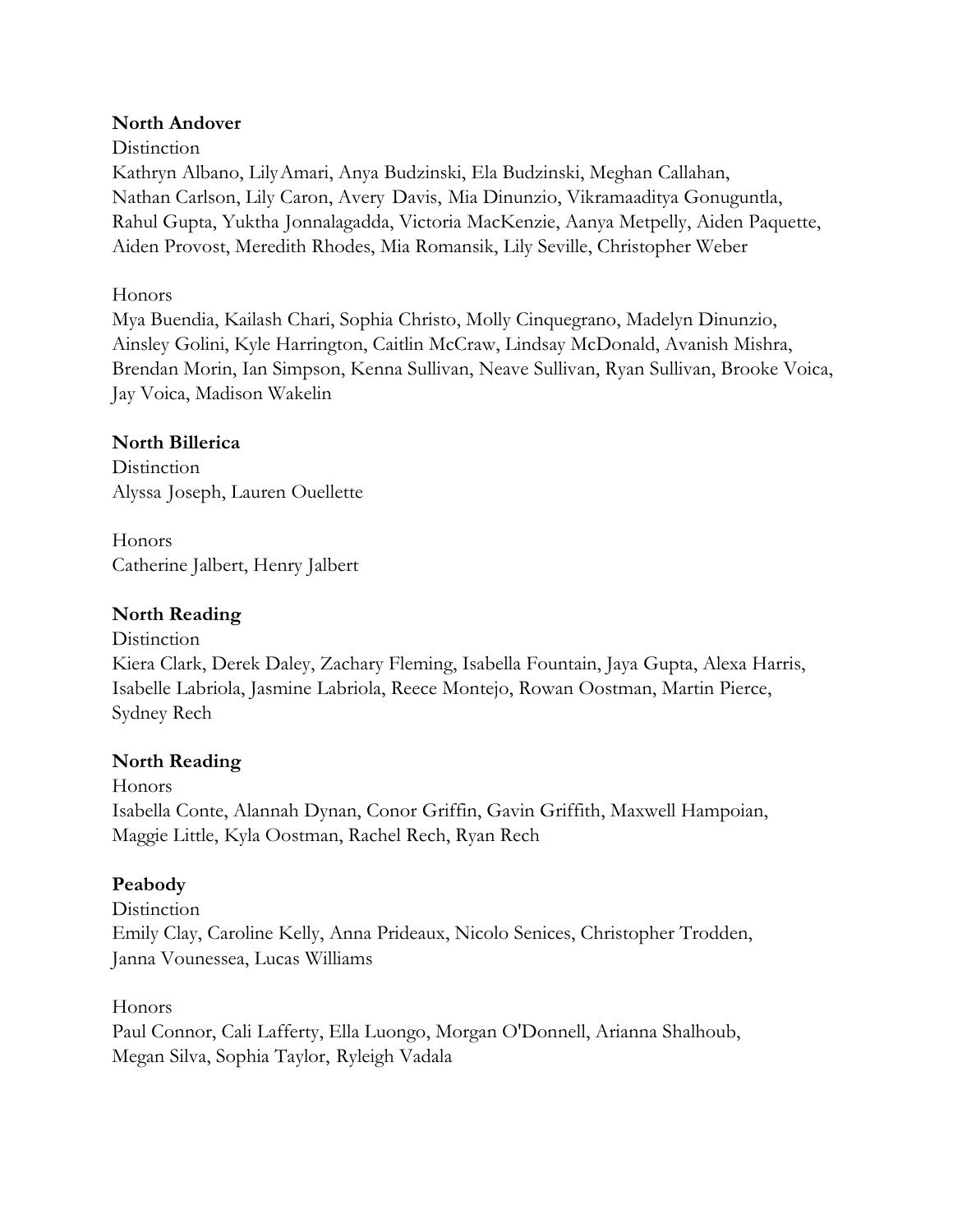**North Andover**

Distinction

Kathryn Albano, Lily Amari, Anya Budzinski, Ela Budzinski, Meghan Callahan, Nathan Carlson, Lily Caron, Avery Davis, Mia Dinunzio, Vikramaaditya Gonuguntla, Rahul Gupta, Yuktha Jonnalagadda, Victoria MacKenzie, Aanya Metpelly, Aiden Paquette, Aiden Provost, Meredith Rhodes, Mia Romansik, Lily Seville, Christopher Weber

Honors

Mya Buendia, Kailash Chari, Sophia Christo, Molly Cinquegrano, Madelyn Dinunzio, Ainsley Golini, Kyle Harrington, Caitlin McCraw, Lindsay McDonald, Avanish Mishra, Brendan Morin, Ian Simpson, Kenna Sullivan, Neave Sullivan, Ryan Sullivan, Brooke Voica, Jay Voica, Madison Wakelin

**North Billerica**

Distinction

Alyssa Joseph, Lauren Ouellette

Honors

Catherine Jalbert, Henry Jalbert

**North Reading**

Distinction

Kiera Clark, Derek Daley, Zachary Fleming, Isabella Fountain, Jaya Gupta, Alexa Harris, Isabelle Labriola, Jasmine Labriola, Reece Montejo, Rowan Oostman, Martin Pierce, Sydney Rech

**North Reading**

Honors

Isabella Conte, Alannah Dynan, Conor Griffin, Gavin Griffith, Maxwell Hampoian, Maggie Little, Kyla Oostman, Rachel Rech, Ryan Rech

**Peabody**

Distinction

Emily Clay, Caroline Kelly, Anna Prideaux, Nicolo Senices, Christopher Trodden, Janna Vounessea, Lucas Williams

Honors

Paul Connor, Cali Lafferty, Ella Luongo, Morgan O'Donnell, Arianna Shalhoub, Megan Silva, Sophia Taylor, Ryleigh Vadala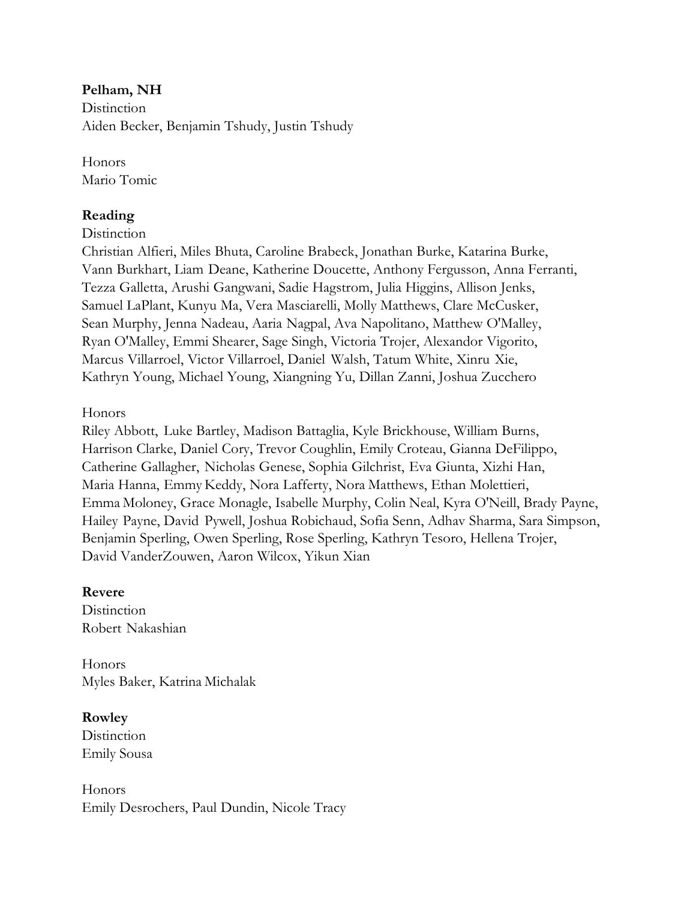**Pelham, NH**
Distinction
Aiden Becker, Benjamin Tshudy, Justin Tshudy

Honors
Mario Tomic

**Reading**
Distinction
Christian Alfieri, Miles Bhuta, Caroline Brabeck, Jonathan Burke, Katarina Burke, Vann Burkhart, Liam Deane, Katherine Doucette, Anthony Fergusson, Anna Ferranti, Tezza Galletta, Arushi Gangwani, Sadie Hagstrom, Julia Higgins, Allison Jenks, Samuel LaPlant, Kunyu Ma, Vera Masciarelli, Molly Matthews, Clare McCusker, Sean Murphy, Jenna Nadeau, Aaria Nagpal, Ava Napolitano, Matthew O'Malley, Ryan O'Malley, Emmi Shearer, Sage Singh, Victoria Trojer, Alexandor Vigorito, Marcus Villarroel, Victor Villarroel, Daniel Walsh, Tatum White, Xinru Xie, Kathryn Young, Michael Young, Xiangning Yu, Dillan Zanni, Joshua Zucchero

Honors
Riley Abbott, Luke Bartley, Madison Battaglia, Kyle Brickhouse, William Burns, Harrison Clarke, Daniel Cory, Trevor Coughlin, Emily Croteau, Gianna DeFilippo, Catherine Gallagher, Nicholas Genese, Sophia Gilchrist, Eva Giunta, Xizhi Han, Maria Hanna, Emmy Keddy, Nora Lafferty, Nora Matthews, Ethan Molettieri, Emma Moloney, Grace Monagle, Isabelle Murphy, Colin Neal, Kyra O'Neill, Brady Payne, Hailey Payne, David Pywell, Joshua Robichaud, Sofia Senn, Adhav Sharma, Sara Simpson, Benjamin Sperling, Owen Sperling, Rose Sperling, Kathryn Tesoro, Hellena Trojer, David VanderZouwen, Aaron Wilcox, Yikun Xian

**Revere**
Distinction
Robert Nakashian

Honors
Myles Baker, Katrina Michalak

**Rowley**
Distinction
Emily Sousa

Honors
Emily Desrochers, Paul Dundin, Nicole Tracy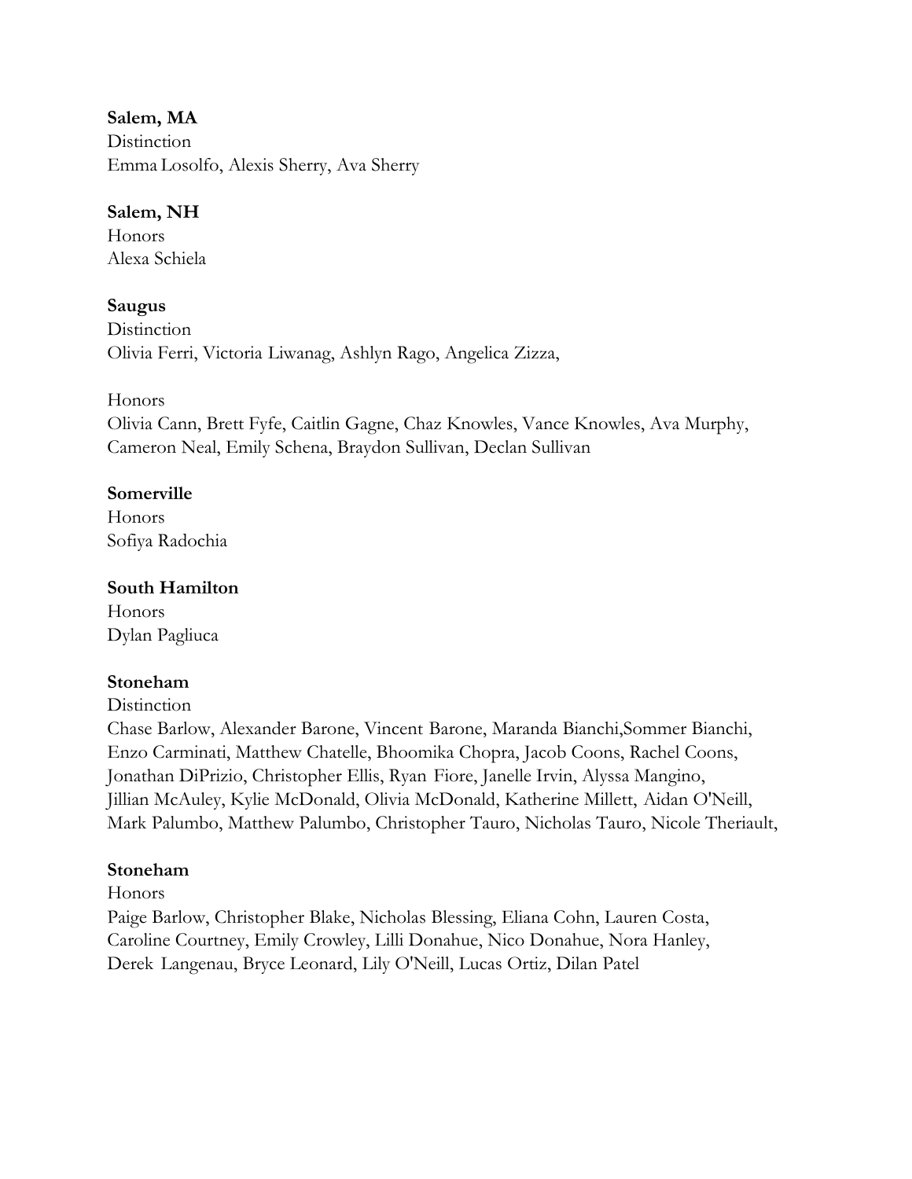**Salem, MA**
Distinction
Emma Losolfo, Alexis Sherry, Ava Sherry

**Salem, NH**
Honors
Alexa Schiela

**Saugus**
Distinction
Olivia Ferri, Victoria Liwanag, Ashlyn Rago, Angelica Zizza,

Honors
Olivia Cann, Brett Fyfe, Caitlin Gagne, Chaz Knowles, Vance Knowles, Ava Murphy, Cameron Neal, Emily Schena, Braydon Sullivan, Declan Sullivan

**Somerville**
Honors
Sofiya Radochia

**South Hamilton**
Honors
Dylan Pagliuca

**Stoneham**
Distinction
Chase Barlow, Alexander Barone, Vincent Barone, Maranda Bianchi,Sommer Bianchi, Enzo Carminati, Matthew Chatelle, Bhoomika Chopra, Jacob Coons, Rachel Coons, Jonathan DiPrizio, Christopher Ellis, Ryan Fiore, Janelle Irvin, Alyssa Mangino, Jillian McAuley, Kylie McDonald, Olivia McDonald, Katherine Millett, Aidan O'Neill, Mark Palumbo, Matthew Palumbo, Christopher Tauro, Nicholas Tauro, Nicole Theriault,

**Stoneham**
Honors
Paige Barlow, Christopher Blake, Nicholas Blessing, Eliana Cohn, Lauren Costa, Caroline Courtney, Emily Crowley, Lilli Donahue, Nico Donahue, Nora Hanley, Derek Langenau, Bryce Leonard, Lily O'Neill, Lucas Ortiz, Dilan Patel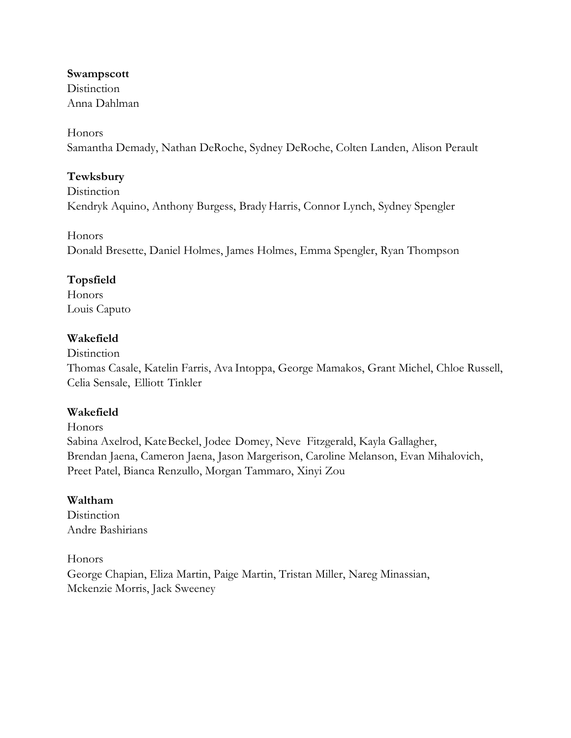**Swampscott**
Distinction
Anna Dahlman

Honors
Samantha Demady, Nathan DeRoche, Sydney DeRoche, Colten Landen, Alison Perault

**Tewksbury**
Distinction
Kendryk Aquino, Anthony Burgess, Brady Harris, Connor Lynch, Sydney Spengler

Honors
Donald Bresette, Daniel Holmes, James Holmes, Emma Spengler, Ryan Thompson

**Topsfield**
Honors
Louis Caputo

**Wakefield**
Distinction
Thomas Casale, Katelin Farris, Ava Intoppa, George Mamakos, Grant Michel, Chloe Russell, Celia Sensale, Elliott Tinkler

**Wakefield**
Honors
Sabina Axelrod, Kate Beckel, Jodee Domey, Neve Fitzgerald, Kayla Gallagher, Brendan Jaena, Cameron Jaena, Jason Margerison, Caroline Melanson, Evan Mihalovich, Preet Patel, Bianca Renzullo, Morgan Tammaro, Xinyi Zou

**Waltham**
Distinction
Andre Bashirians

Honors
George Chapian, Eliza Martin, Paige Martin, Tristan Miller, Nareg Minassian, Mckenzie Morris, Jack Sweeney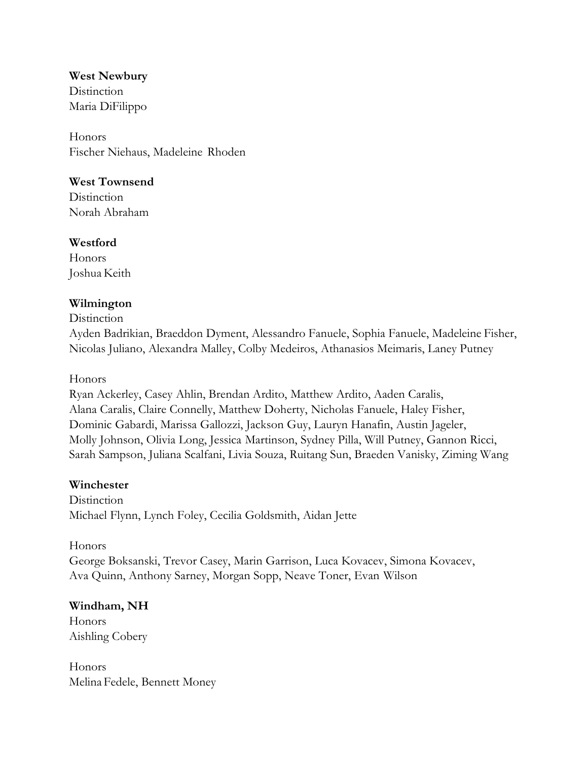**West Newbury**

Distinction

Maria DiFilippo

Honors

Fischer Niehaus, Madeleine Rhoden

**West Townsend**

Distinction

Norah Abraham

**Westford**

Honors

Joshua Keith

**Wilmington**

Distinction

Ayden Badrikian, Braeddon Dyment, Alessandro Fanuele, Sophia Fanuele, Madeleine Fisher, Nicolas Juliano, Alexandra Malley, Colby Medeiros, Athanasios Meimaris, Laney Putney

Honors

Ryan Ackerley, Casey Ahlin, Brendan Ardito, Matthew Ardito, Aaden Caralis, Alana Caralis, Claire Connelly, Matthew Doherty, Nicholas Fanuele, Haley Fisher, Dominic Gabardi, Marissa Gallozzi, Jackson Guy, Lauryn Hanafin, Austin Jageler, Molly Johnson, Olivia Long, Jessica Martinson, Sydney Pilla, Will Putney, Gannon Ricci, Sarah Sampson, Juliana Scalfani, Livia Souza, Ruitang Sun, Braeden Vanisky, Ziming Wang

**Winchester**

Distinction

Michael Flynn, Lynch Foley, Cecilia Goldsmith, Aidan Jette

Honors

George Boksanski, Trevor Casey, Marin Garrison, Luca Kovacev, Simona Kovacev, Ava Quinn, Anthony Sarney, Morgan Sopp, Neave Toner, Evan Wilson

**Windham, NH**

Honors

Aishling Cobery

Honors

Melina Fedele, Bennett Money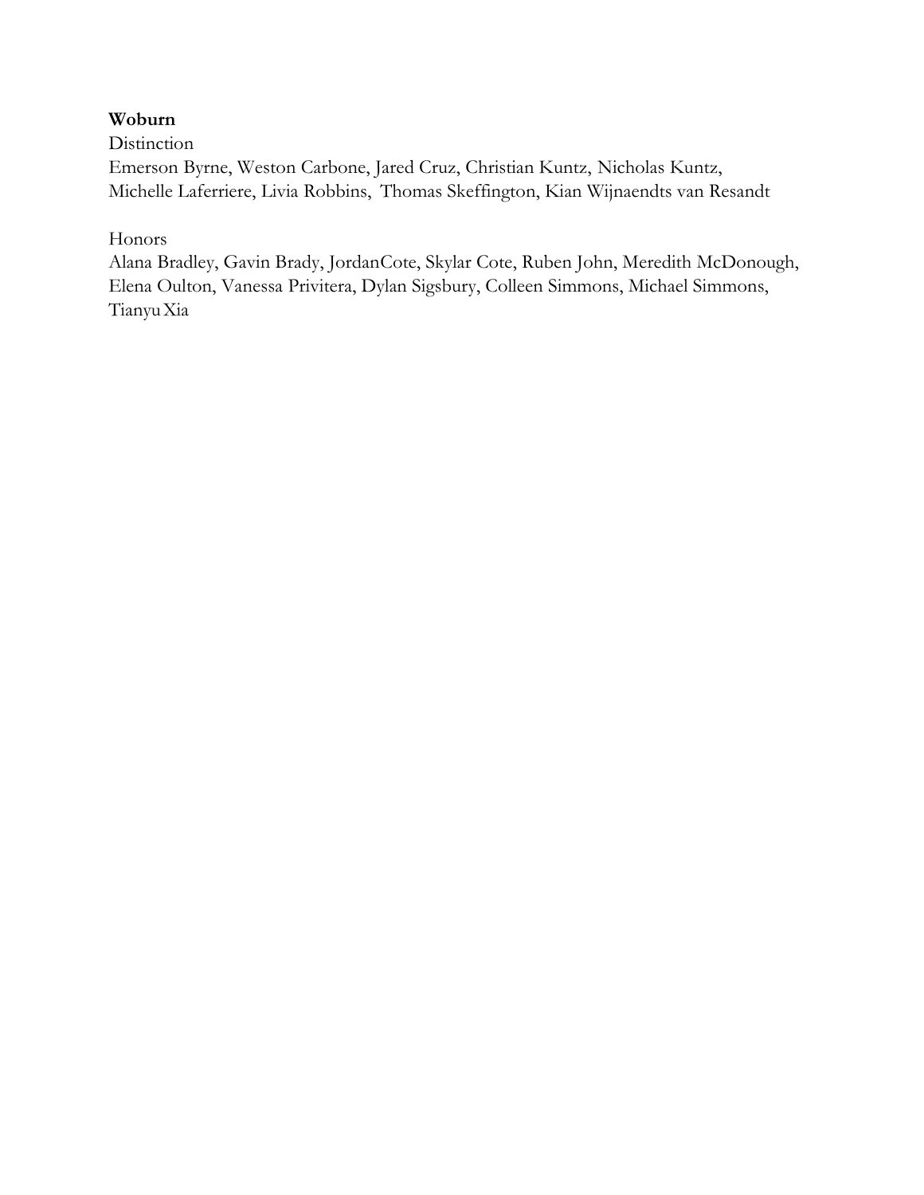**Woburn**

Distinction

Emerson Byrne, Weston Carbone, Jared Cruz, Christian Kuntz, Nicholas Kuntz, Michelle Laferriere, Livia Robbins, Thomas Skeffington, Kian Wijnaendts van Resandt

Honors

Alana Bradley, Gavin Brady, JordanCote, Skylar Cote, Ruben John, Meredith McDonough, Elena Oulton, Vanessa Privitera, Dylan Sigsbury, Colleen Simmons, Michael Simmons, Tianyu Xia